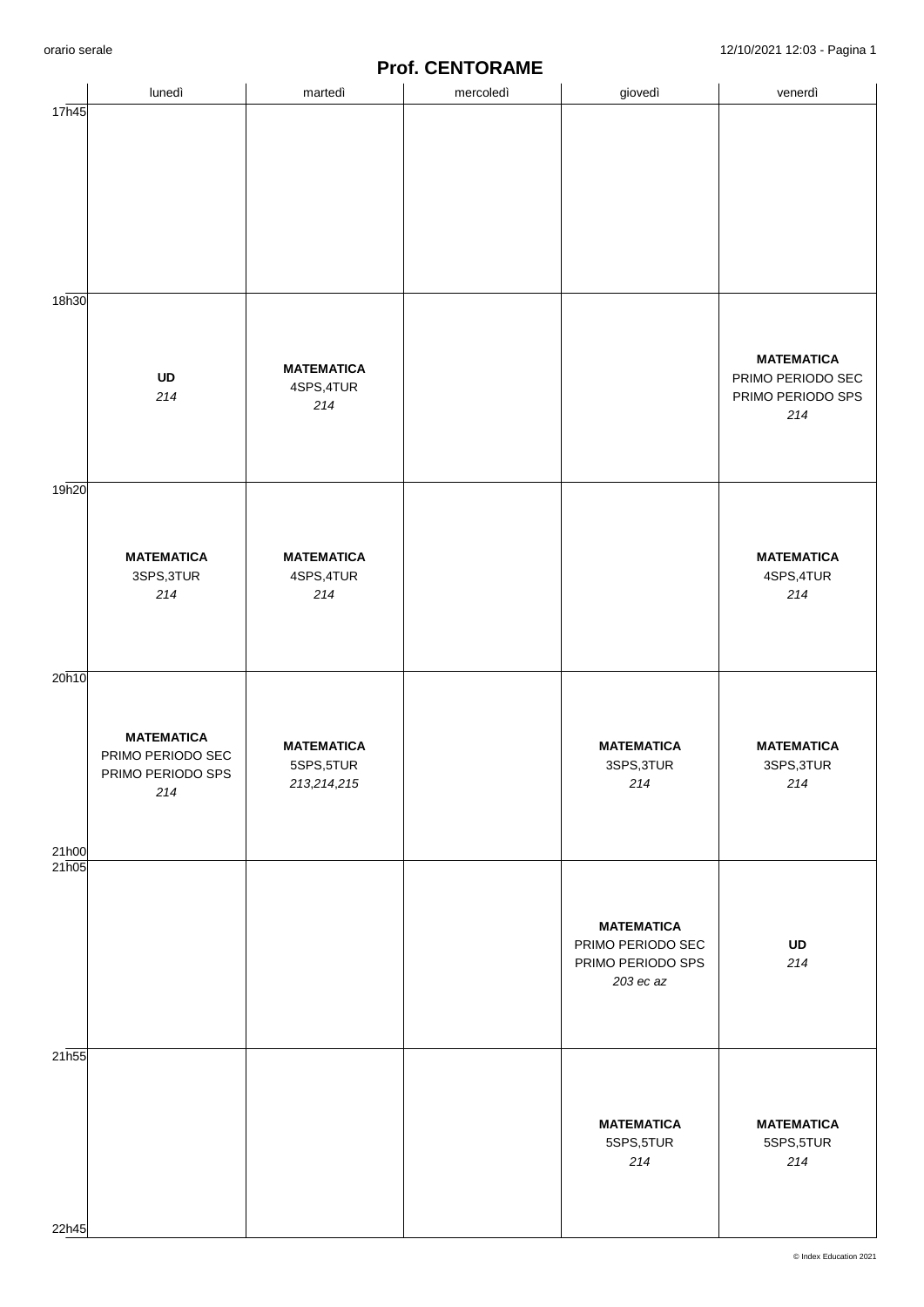# Prof. CENTORAME

| | lunedì | martedì | mercoledì | giovedì | venerdì |
|---|---|---|---|---|---|
| 17h45 | | | | | |
| 18h30 | **UD** *214* | **MATEMATICA** 4SPS,4TUR *214* | | | **MATEMATICA** PRIMO PERIODO SEC PRIMO PERIODO SPS *214* |
| 19h20 | **MATEMATICA** 3SPS,3TUR *214* | **MATEMATICA** 4SPS,4TUR *214* | | | **MATEMATICA** 4SPS,4TUR *214* |
| 20h10 – 21h00 | **MATEMATICA** PRIMO PERIODO SEC PRIMO PERIODO SPS *214* | **MATEMATICA** 5SPS,5TUR *213,214,215* | | **MATEMATICA** 3SPS,3TUR *214* | **MATEMATICA** 3SPS,3TUR *214* |
| 21h05 | | | | **MATEMATICA** PRIMO PERIODO SEC PRIMO PERIODO SPS *203 ec az* | **UD** *214* |
| 21h55 – 22h45 | | | | **MATEMATICA** 5SPS,5TUR *214* | **MATEMATICA** 5SPS,5TUR *214* |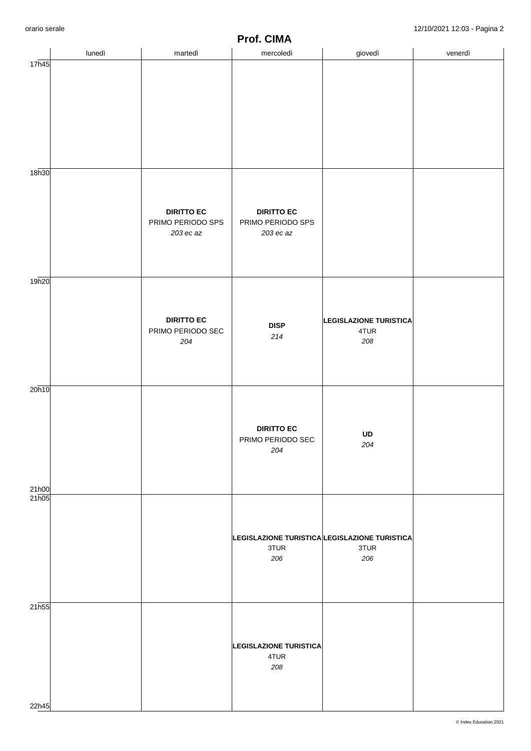# Prof. CIMA

| | lunedì | martedì | mercoledì | giovedì | venerdì |
|---|---|---|---|---|---|
| 17h45 | | | | | |
| 18h30 | | **DIRITTO EC** PRIMO PERIODO SPS *203 ec az* | **DIRITTO EC** PRIMO PERIODO SPS *203 ec az* | | |
| 19h20 | | **DIRITTO EC** PRIMO PERIODO SEC *204* | **DISP** *214* | **LEGISLAZIONE TURISTICA** 4TUR *208* | |
| 20h10 - 21h00 | | | **DIRITTO EC** PRIMO PERIODO SEC *204* | **UD** *204* | |
| 21h05 | | | **LEGISLAZIONE TURISTICA** 3TUR *206* | **LEGISLAZIONE TURISTICA** 3TUR *206* | |
| 21h55 - 22h45 | | | **LEGISLAZIONE TURISTICA** 4TUR *208* | | |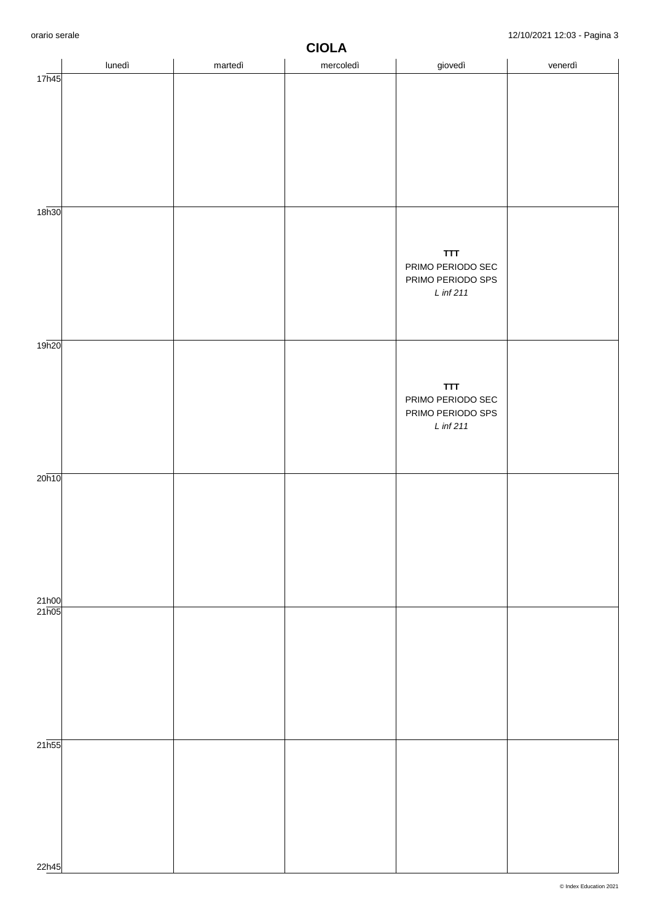# CIOLA

| | lunedì | martedì | mercoledì | giovedì | venerdì |
|---|---|---|---|---|---|
| 17h45 | | | | | |
| 18h30 | | | | **TTT** PRIMO PERIODO SEC PRIMO PERIODO SPS *L inf 211* | |
| 19h20 | | | | **TTT** PRIMO PERIODO SEC PRIMO PERIODO SPS *L inf 211* | |
| 20h10 - 21h00 | | | | | |
| 21h05 | | | | | |
| 21h55 - 22h45 | | | | | |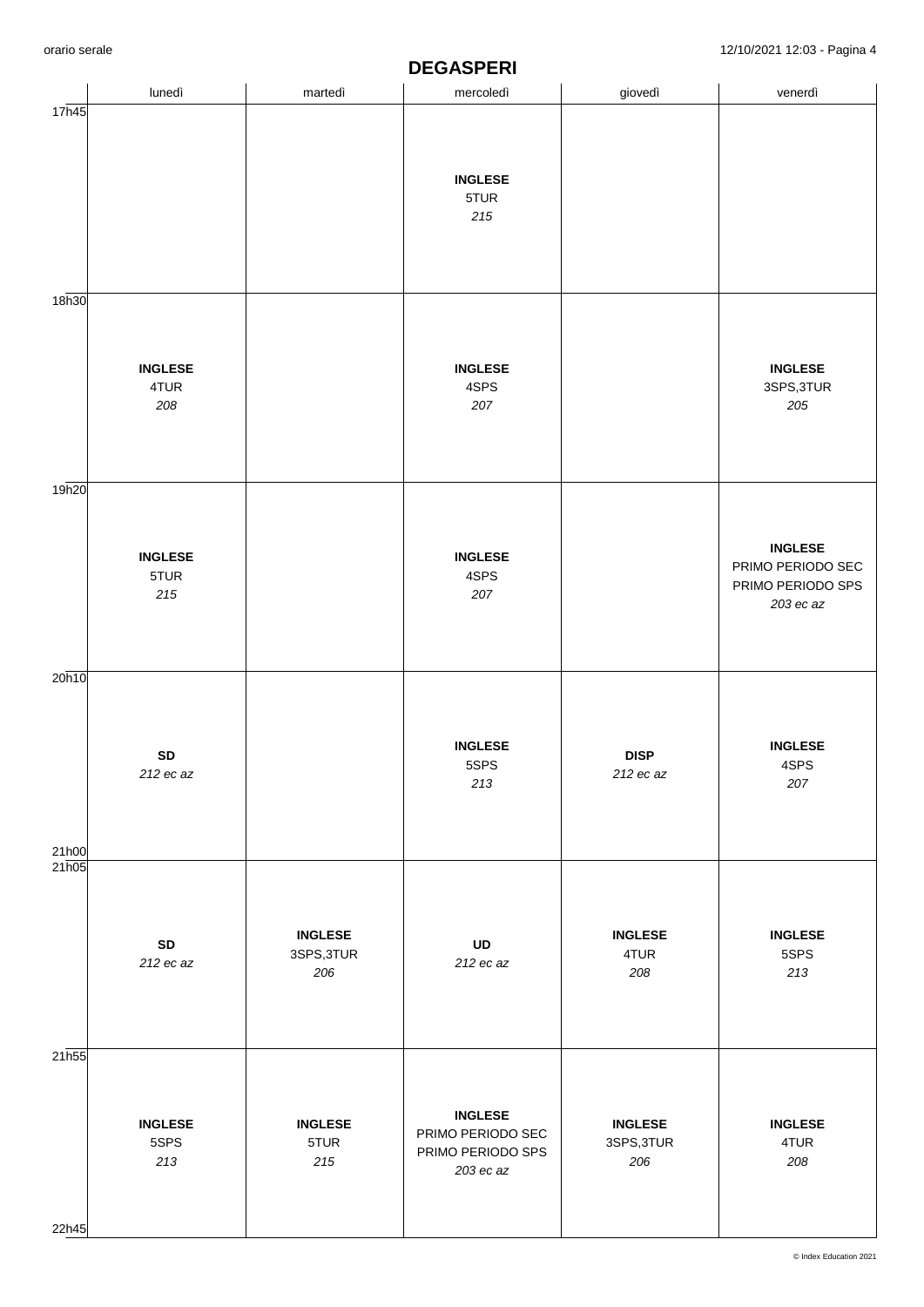# DEGASPERI

| | lunedì | martedì | mercoledì | giovedì | venerdì |
|---|---|---|---|---|---|
| 17h45 | | | **INGLESE** 5TUR *215* | | |
| 18h30 | **INGLESE** 4TUR *208* | | **INGLESE** 4SPS *207* | | **INGLESE** 3SPS,3TUR *205* |
| 19h20 | **INGLESE** 5TUR *215* | | **INGLESE** 4SPS *207* | | **INGLESE** PRIMO PERIODO SEC PRIMO PERIODO SPS *203 ec az* |
| 20h10 - 21h00 | **SD** *212 ec az* | | **INGLESE** 5SPS *213* | **DISP** *212 ec az* | **INGLESE** 4SPS *207* |
| 21h05 | **SD** *212 ec az* | **INGLESE** 3SPS,3TUR *206* | **UD** *212 ec az* | **INGLESE** 4TUR *208* | **INGLESE** 5SPS *213* |
| 21h55 - 22h45 | **INGLESE** 5SPS *213* | **INGLESE** 5TUR *215* | **INGLESE** PRIMO PERIODO SEC PRIMO PERIODO SPS *203 ec az* | **INGLESE** 3SPS,3TUR *206* | **INGLESE** 4TUR *208* |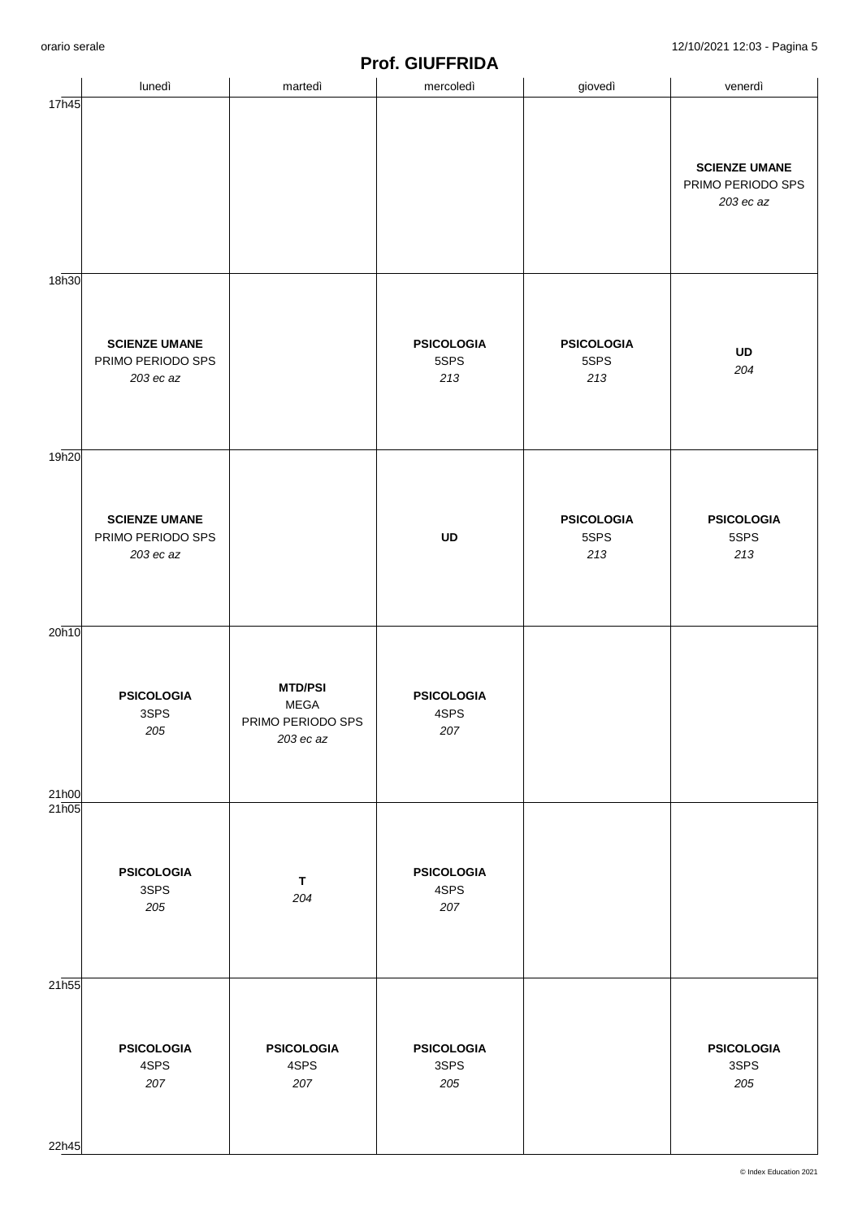# Prof. GIUFFRIDA

| | lunedì | martedì | mercoledì | giovedì | venerdì |
|---|---|---|---|---|---|
| 17h45 | | | | | **SCIENZE UMANE** PRIMO PERIODO SPS *203 ec az* |
| 18h30 | **SCIENZE UMANE** PRIMO PERIODO SPS *203 ec az* | | **PSICOLOGIA** 5SPS *213* | **PSICOLOGIA** 5SPS *213* | **UD** *204* |
| 19h20 | **SCIENZE UMANE** PRIMO PERIODO SPS *203 ec az* | | **UD** | **PSICOLOGIA** 5SPS *213* | **PSICOLOGIA** 5SPS *213* |
| 20h10 - 21h00 | **PSICOLOGIA** 3SPS *205* | **MTD/PSI** MEGA PRIMO PERIODO SPS *203 ec az* | **PSICOLOGIA** 4SPS *207* | | |
| 21h05 | **PSICOLOGIA** 3SPS *205* | **T** *204* | **PSICOLOGIA** 4SPS *207* | | |
| 21h55 - 22h45 | **PSICOLOGIA** 4SPS *207* | **PSICOLOGIA** 4SPS *207* | **PSICOLOGIA** 3SPS *205* | | **PSICOLOGIA** 3SPS *205* |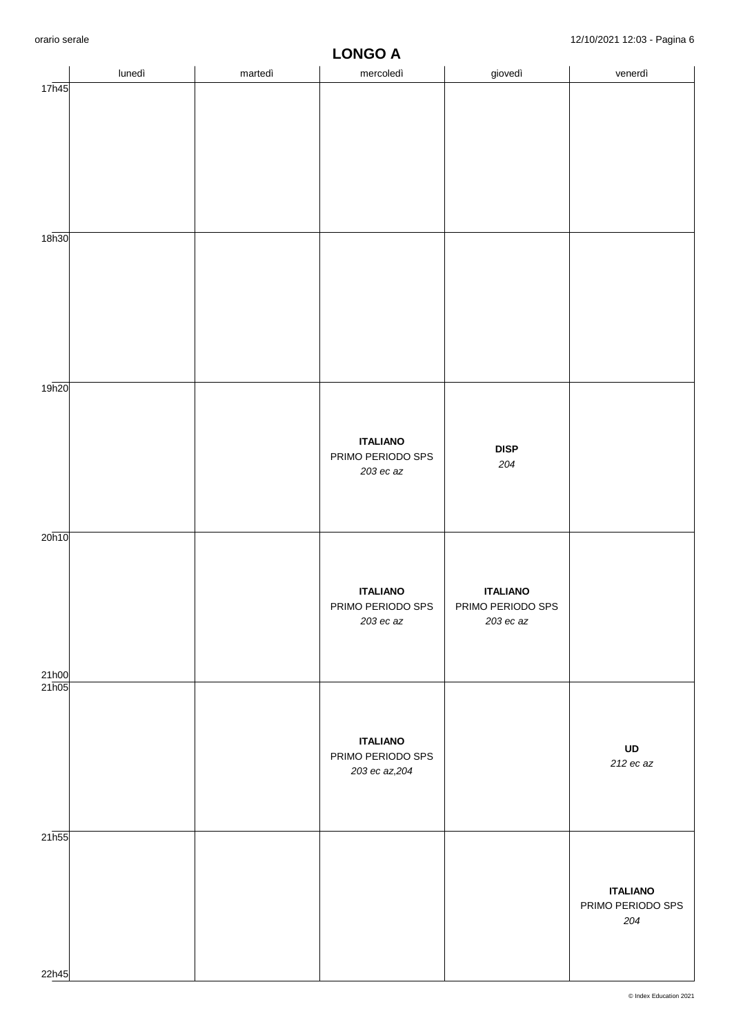# LONGO A

| | lunedì | martedì | mercoledì | giovedì | venerdì |
|---|---|---|---|---|---|
| 17h45 | | | | | |
| 18h30 | | | | | |
| 19h20 | | | **ITALIANO** PRIMO PERIODO SPS *203 ec az* | **DISP** *204* | |
| 20h10 - 21h00 | | | **ITALIANO** PRIMO PERIODO SPS *203 ec az* | **ITALIANO** PRIMO PERIODO SPS *203 ec az* | |
| 21h05 | | | **ITALIANO** PRIMO PERIODO SPS *203 ec az,204* | | **UD** *212 ec az* |
| 21h55 - 22h45 | | | | | **ITALIANO** PRIMO PERIODO SPS *204* |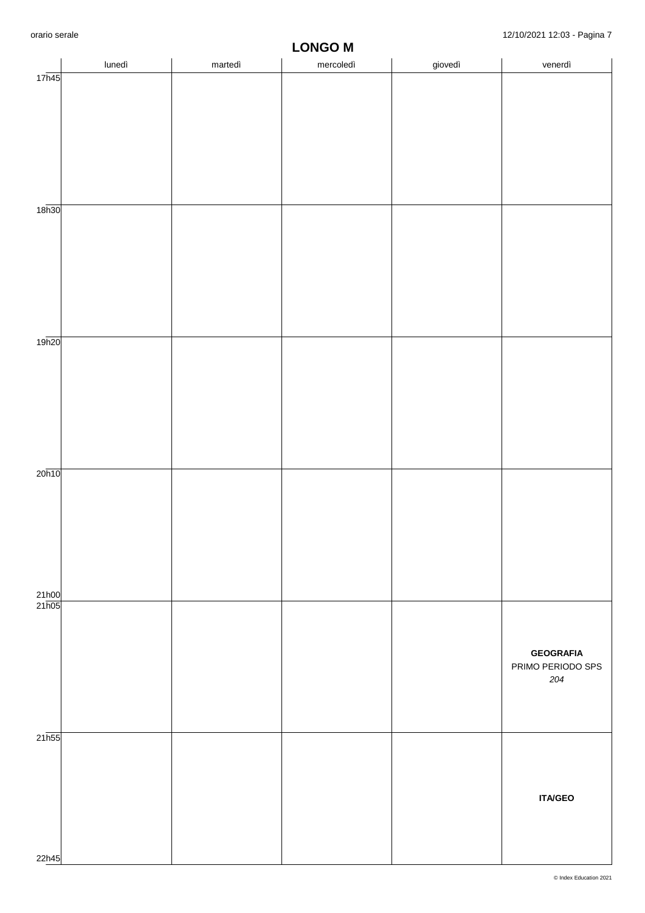# LONGO M

| | lunedì | martedì | mercoledì | giovedì | venerdì |
|---|---|---|---|---|---|
| 17h45 | | | | | |
| 18h30 | | | | | |
| 19h20 | | | | | |
| 20h10 - 21h00 | | | | | |
| 21h05 | | | | | **GEOGRAFIA** PRIMO PERIODO SPS *204* |
| 21h55 - 22h45 | | | | | **ITA/GEO** |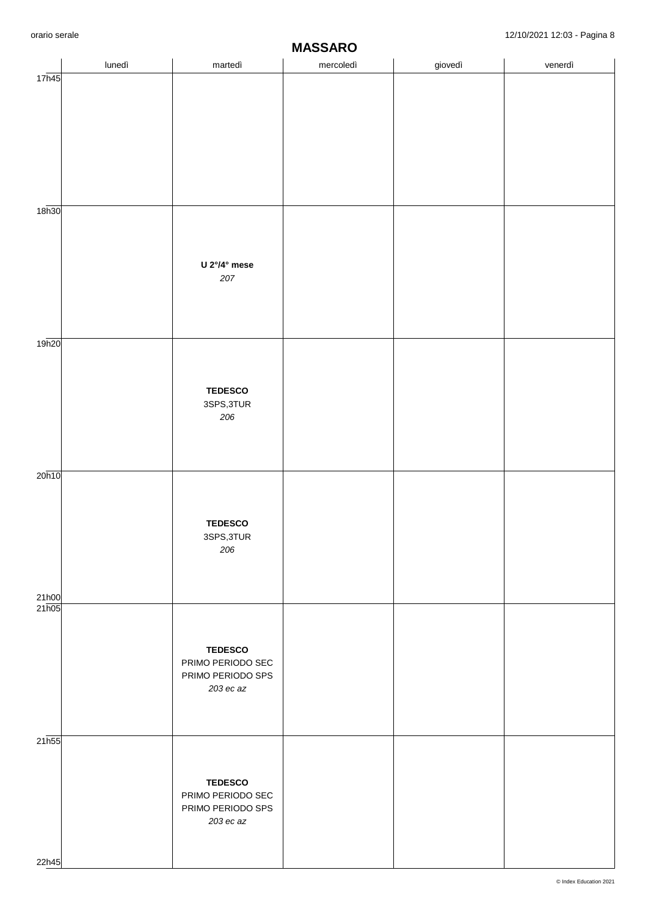# MASSARO

| | lunedì | martedì | mercoledì | giovedì | venerdì |
|---|---|---|---|---|---|
| 17h45 | | | | | |
| 18h30 | | **U 2°/4° mese** *207* | | | |
| 19h20 | | **TEDESCO** 3SPS,3TUR *206* | | | |
| 20h10 - 21h00 | | **TEDESCO** 3SPS,3TUR *206* | | | |
| 21h05 | | **TEDESCO** PRIMO PERIODO SEC PRIMO PERIODO SPS *203 ec az* | | | |
| 21h55 - 22h45 | | **TEDESCO** PRIMO PERIODO SEC PRIMO PERIODO SPS *203 ec az* | | | |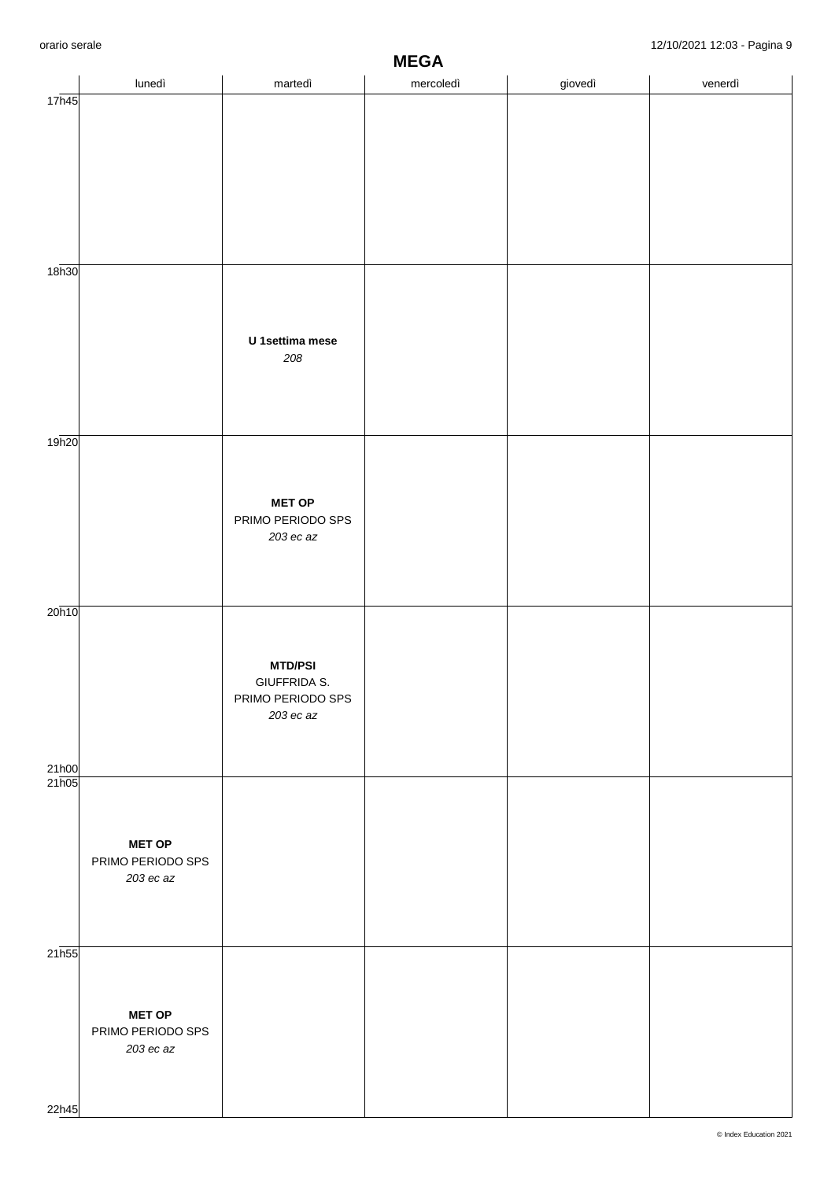# MEGA

| | lunedì | martedì | mercoledì | giovedì | venerdì |
|---|---|---|---|---|---|
| 17h45 | | | | | |
| 18h30 | | **U 1settima mese** *208* | | | |
| 19h20 | | **MET OP** PRIMO PERIODO SPS *203 ec az* | | | |
| 20h10 - 21h00 | | **MTD/PSI** GIUFFRIDA S. PRIMO PERIODO SPS *203 ec az* | | | |
| 21h05 | **MET OP** PRIMO PERIODO SPS *203 ec az* | | | | |
| 21h55 - 22h45 | **MET OP** PRIMO PERIODO SPS *203 ec az* | | | | |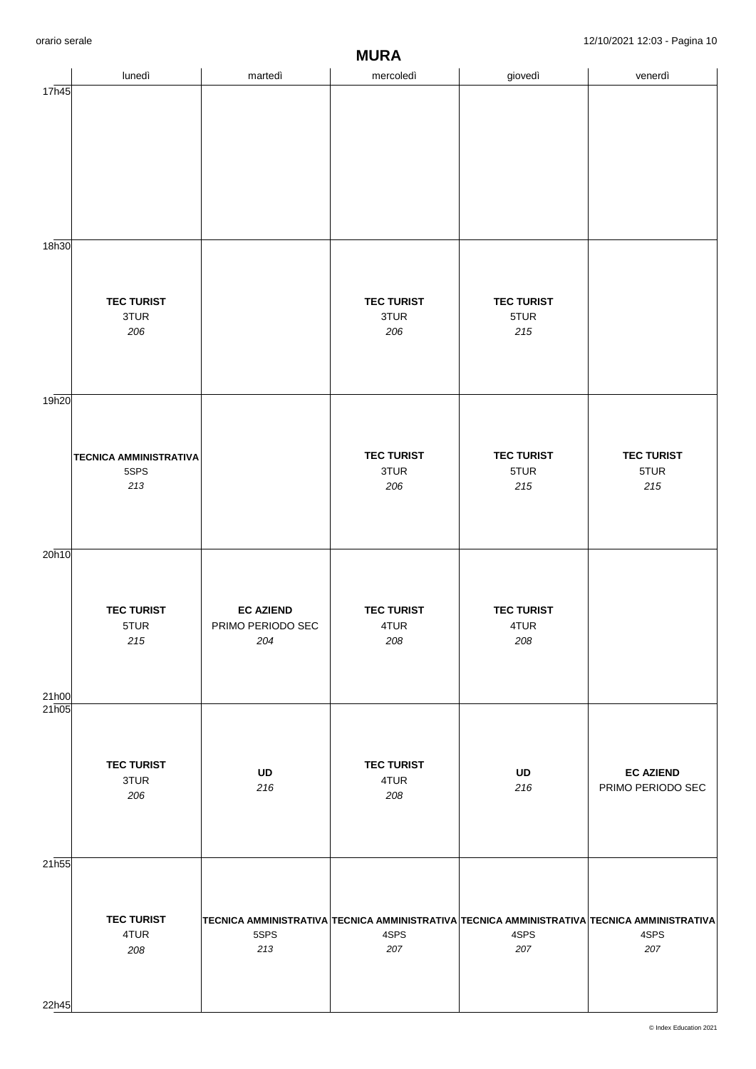# MURA

| | lunedì | martedì | mercoledì | giovedì | venerdì |
|---|---|---|---|---|---|
| 17h45 | | | | | |
| 18h30 | **TEC TURIST** 3TUR *206* | | **TEC TURIST** 3TUR *206* | **TEC TURIST** 5TUR *215* | |
| 19h20 | **TECNICA AMMINISTRATIVA** 5SPS *213* | | **TEC TURIST** 3TUR *206* | **TEC TURIST** 5TUR *215* | **TEC TURIST** 5TUR *215* |
| 20h10 - 21h00 | **TEC TURIST** 5TUR *215* | **EC AZIEND** PRIMO PERIODO SEC *204* | **TEC TURIST** 4TUR *208* | **TEC TURIST** 4TUR *208* | |
| 21h05 | **TEC TURIST** 3TUR *206* | **UD** *216* | **TEC TURIST** 4TUR *208* | **UD** *216* | **EC AZIEND** PRIMO PERIODO SEC |
| 21h55 - 22h45 | **TEC TURIST** 4TUR *208* | **TECNICA AMMINISTRATIVA** 5SPS *213* | **TECNICA AMMINISTRATIVA** 4SPS *207* | **TECNICA AMMINISTRATIVA** 4SPS *207* | **TECNICA AMMINISTRATIVA** 4SPS *207* |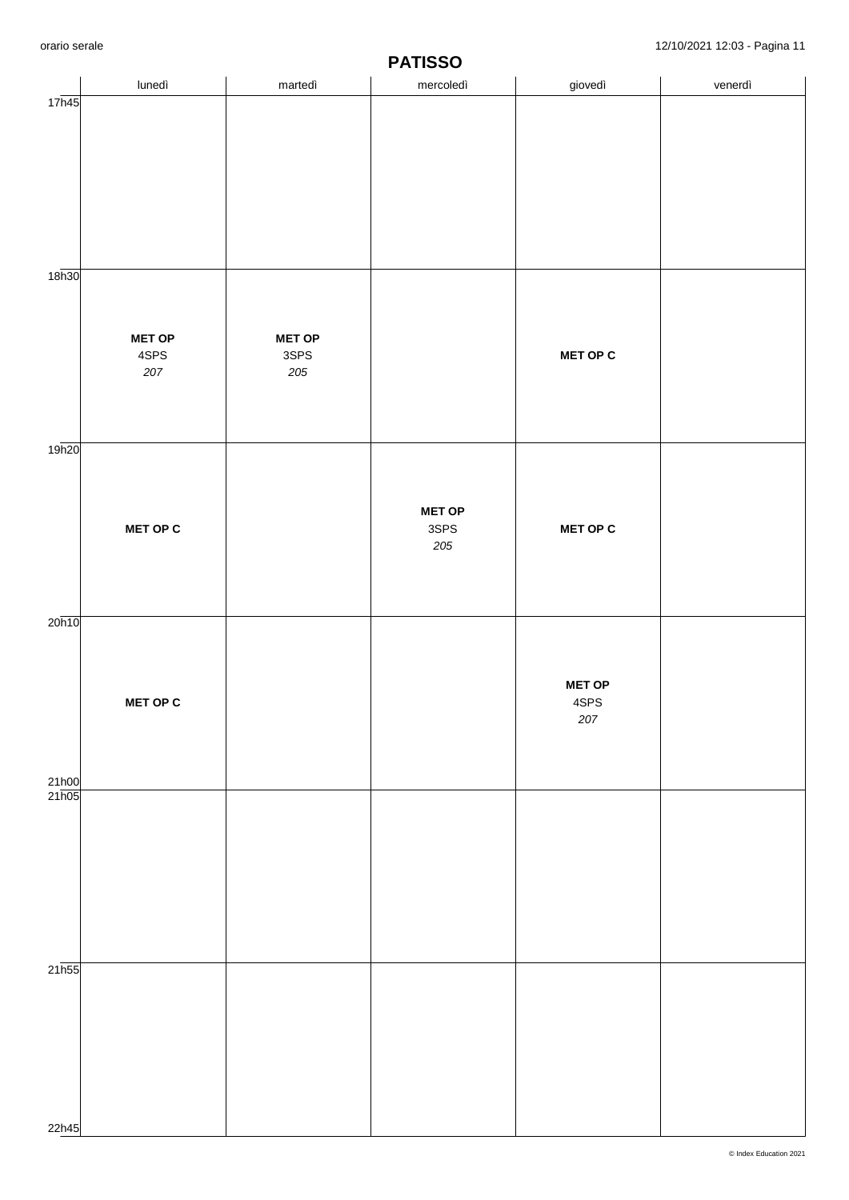# PATISSO

| | lunedì | martedì | mercoledì | giovedì | venerdì |
|---|---|---|---|---|---|
| 17h45 | | | | | |
| 18h30 | **MET OP** 4SPS *207* | **MET OP** 3SPS *205* | | **MET OP C** | |
| 19h20 | **MET OP C** | | **MET OP** 3SPS *205* | **MET OP C** | |
| 20h10 - 21h00 | **MET OP C** | | | **MET OP** 4SPS *207* | |
| 21h05 | | | | | |
| 21h55 - 22h45 | | | | | |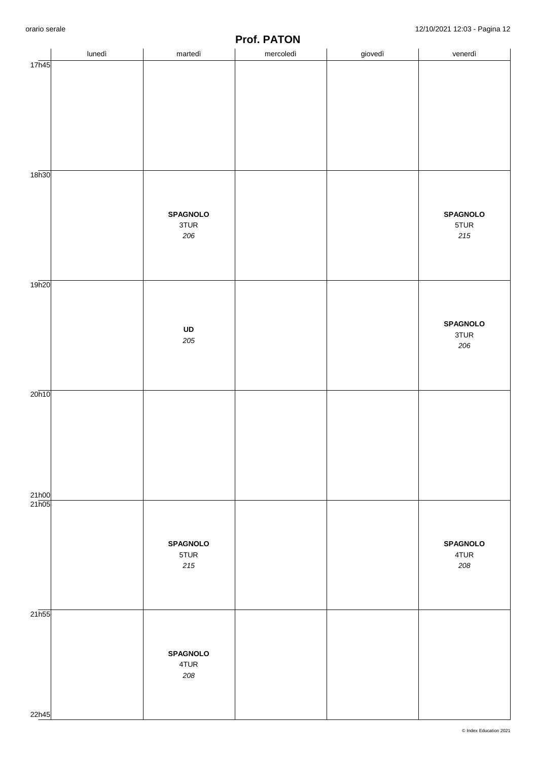# Prof. PATON

| | lunedì | martedì | mercoledì | giovedì | venerdì |
|---|---|---|---|---|---|
| 17h45 | | | | | |
| 18h30 | | **SPAGNOLO** 3TUR *206* | | | **SPAGNOLO** 5TUR *215* |
| 19h20 | | **UD** *205* | | | **SPAGNOLO** 3TUR *206* |
| 20h10 – 21h00 | | | | | |
| 21h05 | | **SPAGNOLO** 5TUR *215* | | | **SPAGNOLO** 4TUR *208* |
| 21h55 – 22h45 | | **SPAGNOLO** 4TUR *208* | | | |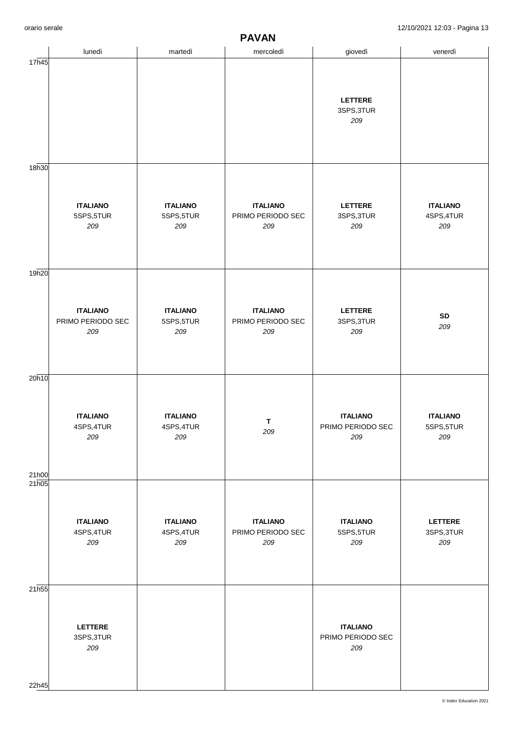# PAVAN

| | lunedì | martedì | mercoledì | giovedì | venerdì |
|---|---|---|---|---|---|
| 17h45 | | | | **LETTERE** 3SPS,3TUR *209* | |
| 18h30 | **ITALIANO** 5SPS,5TUR *209* | **ITALIANO** 5SPS,5TUR *209* | **ITALIANO** PRIMO PERIODO SEC *209* | **LETTERE** 3SPS,3TUR *209* | **ITALIANO** 4SPS,4TUR *209* |
| 19h20 | **ITALIANO** PRIMO PERIODO SEC *209* | **ITALIANO** 5SPS,5TUR *209* | **ITALIANO** PRIMO PERIODO SEC *209* | **LETTERE** 3SPS,3TUR *209* | **SD** *209* |
| 20h10 - 21h00 | **ITALIANO** 4SPS,4TUR *209* | **ITALIANO** 4SPS,4TUR *209* | **T** *209* | **ITALIANO** PRIMO PERIODO SEC *209* | **ITALIANO** 5SPS,5TUR *209* |
| 21h05 | **ITALIANO** 4SPS,4TUR *209* | **ITALIANO** 4SPS,4TUR *209* | **ITALIANO** PRIMO PERIODO SEC *209* | **ITALIANO** 5SPS,5TUR *209* | **LETTERE** 3SPS,3TUR *209* |
| 21h55 - 22h45 | **LETTERE** 3SPS,3TUR *209* | | | **ITALIANO** PRIMO PERIODO SEC *209* | |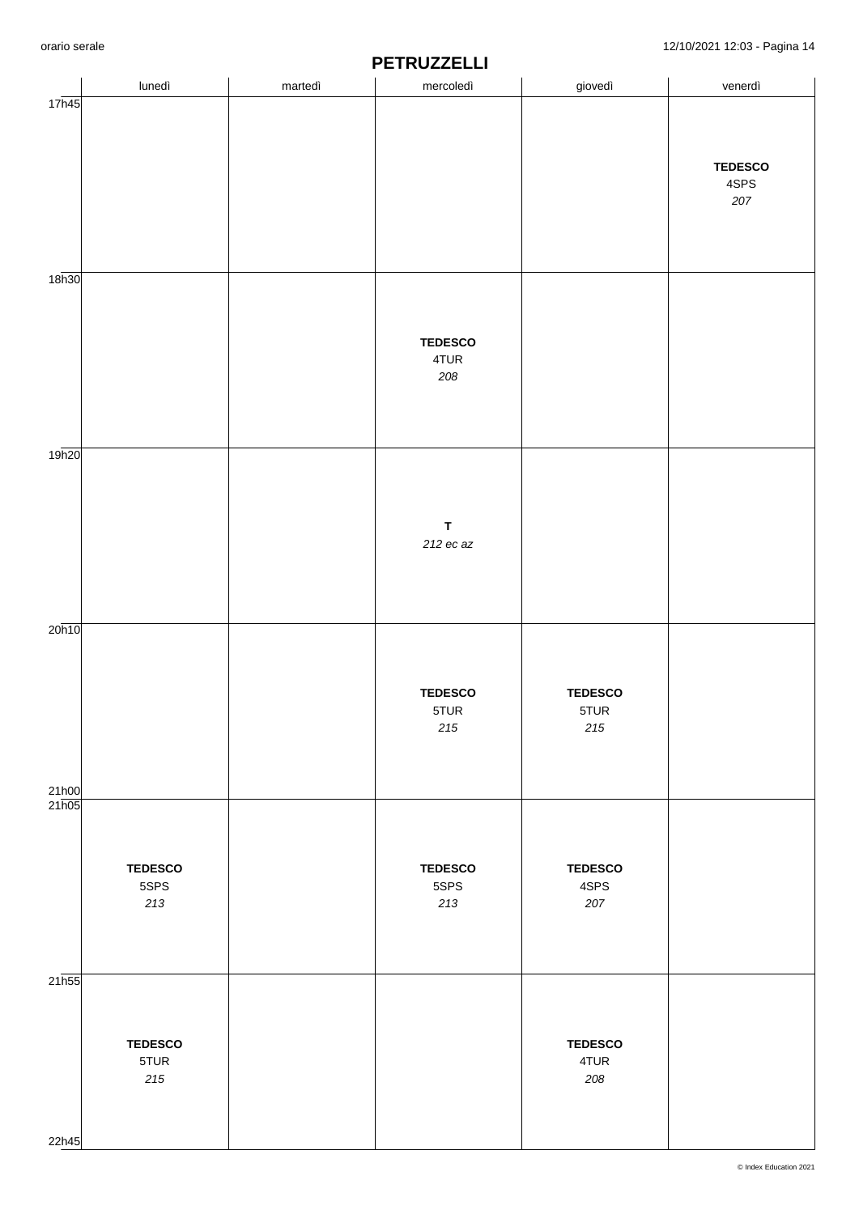# PETRUZZELLI

| | lunedì | martedì | mercoledì | giovedì | venerdì |
|---|---|---|---|---|---|
| 17h45 | | | | | **TEDESCO** 4SPS *207* |
| 18h30 | | | **TEDESCO** 4TUR *208* | | |
| 19h20 | | | **T** *212 ec az* | | |
| 20h10 - 21h00 | | | **TEDESCO** 5TUR *215* | **TEDESCO** 5TUR *215* | |
| 21h05 | **TEDESCO** 5SPS *213* | | **TEDESCO** 5SPS *213* | **TEDESCO** 4SPS *207* | |
| 21h55 - 22h45 | **TEDESCO** 5TUR *215* | | | **TEDESCO** 4TUR *208* | |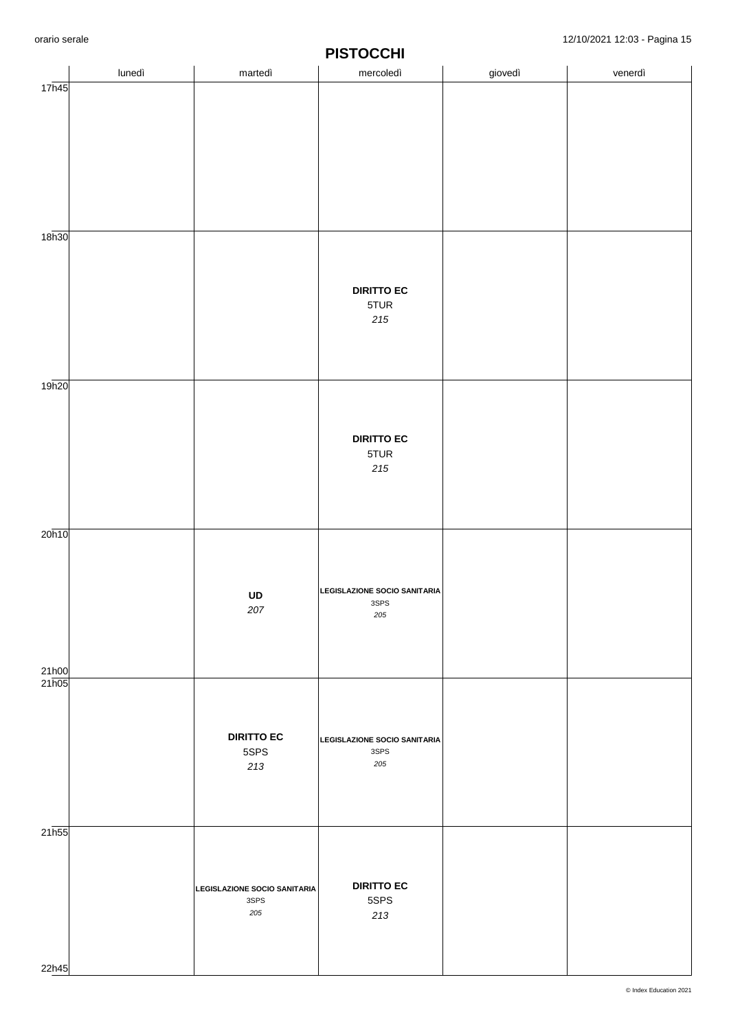# PISTOCCHI

| | lunedì | martedì | mercoledì | giovedì | venerdì |
|---|---|---|---|---|---|
| 17h45 | | | | | |
| 18h30 | | | **DIRITTO EC** 5TUR *215* | | |
| 19h20 | | | **DIRITTO EC** 5TUR *215* | | |
| 20h10 - 21h00 | | **UD** *207* | **LEGISLAZIONE SOCIO SANITARIA** 3SPS *205* | | |
| 21h05 | | **DIRITTO EC** 5SPS *213* | **LEGISLAZIONE SOCIO SANITARIA** 3SPS *205* | | |
| 21h55 - 22h45 | | **LEGISLAZIONE SOCIO SANITARIA** 3SPS *205* | **DIRITTO EC** 5SPS *213* | | |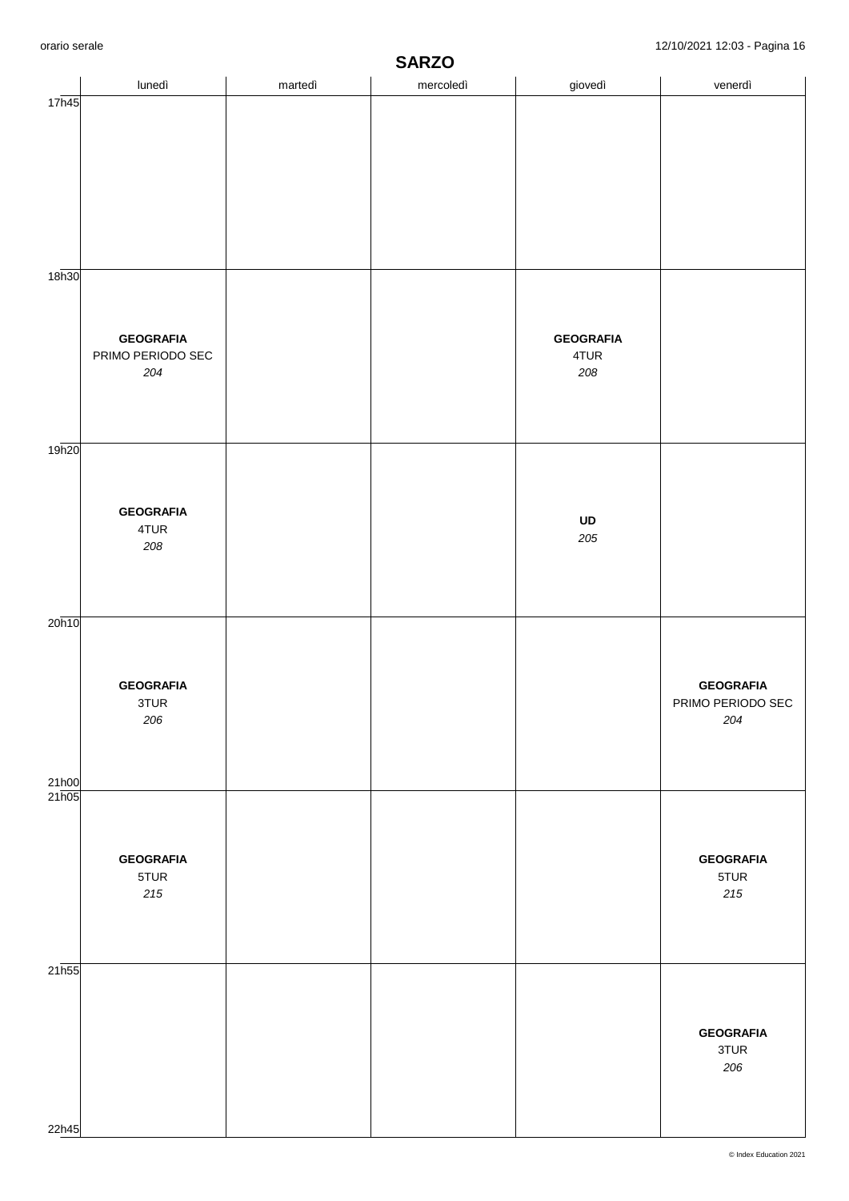# SARZO

| | lunedì | martedì | mercoledì | giovedì | venerdì |
|---|---|---|---|---|---|
| 17h45 | | | | | |
| 18h30 | **GEOGRAFIA** PRIMO PERIODO SEC *204* | | | **GEOGRAFIA** 4TUR *208* | |
| 19h20 | **GEOGRAFIA** 4TUR *208* | | | **UD** *205* | |
| 20h10 - 21h00 | **GEOGRAFIA** 3TUR *206* | | | | **GEOGRAFIA** PRIMO PERIODO SEC *204* |
| 21h05 | **GEOGRAFIA** 5TUR *215* | | | | **GEOGRAFIA** 5TUR *215* |
| 21h55 - 22h45 | | | | | **GEOGRAFIA** 3TUR *206* |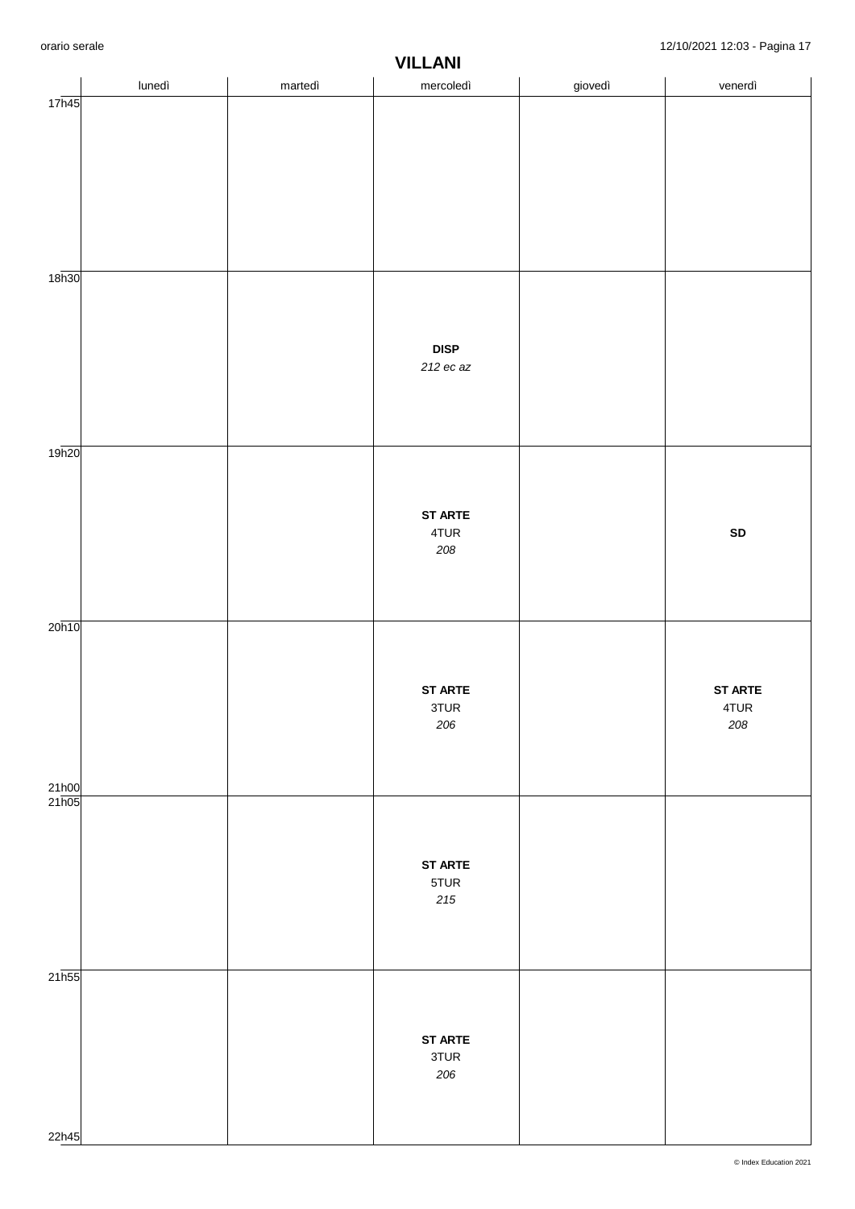# VILLANI

| | lunedì | martedì | mercoledì | giovedì | venerdì |
|---|---|---|---|---|---|
| 17h45 | | | | | |
| 18h30 | | | **DISP** *212 ec az* | | |
| 19h20 | | | **ST ARTE** 4TUR *208* | | **SD** |
| 20h10 - 21h00 | | | **ST ARTE** 3TUR *206* | | **ST ARTE** 4TUR *208* |
| 21h05 | | | **ST ARTE** 5TUR *215* | | |
| 21h55 - 22h45 | | | **ST ARTE** 3TUR *206* | | |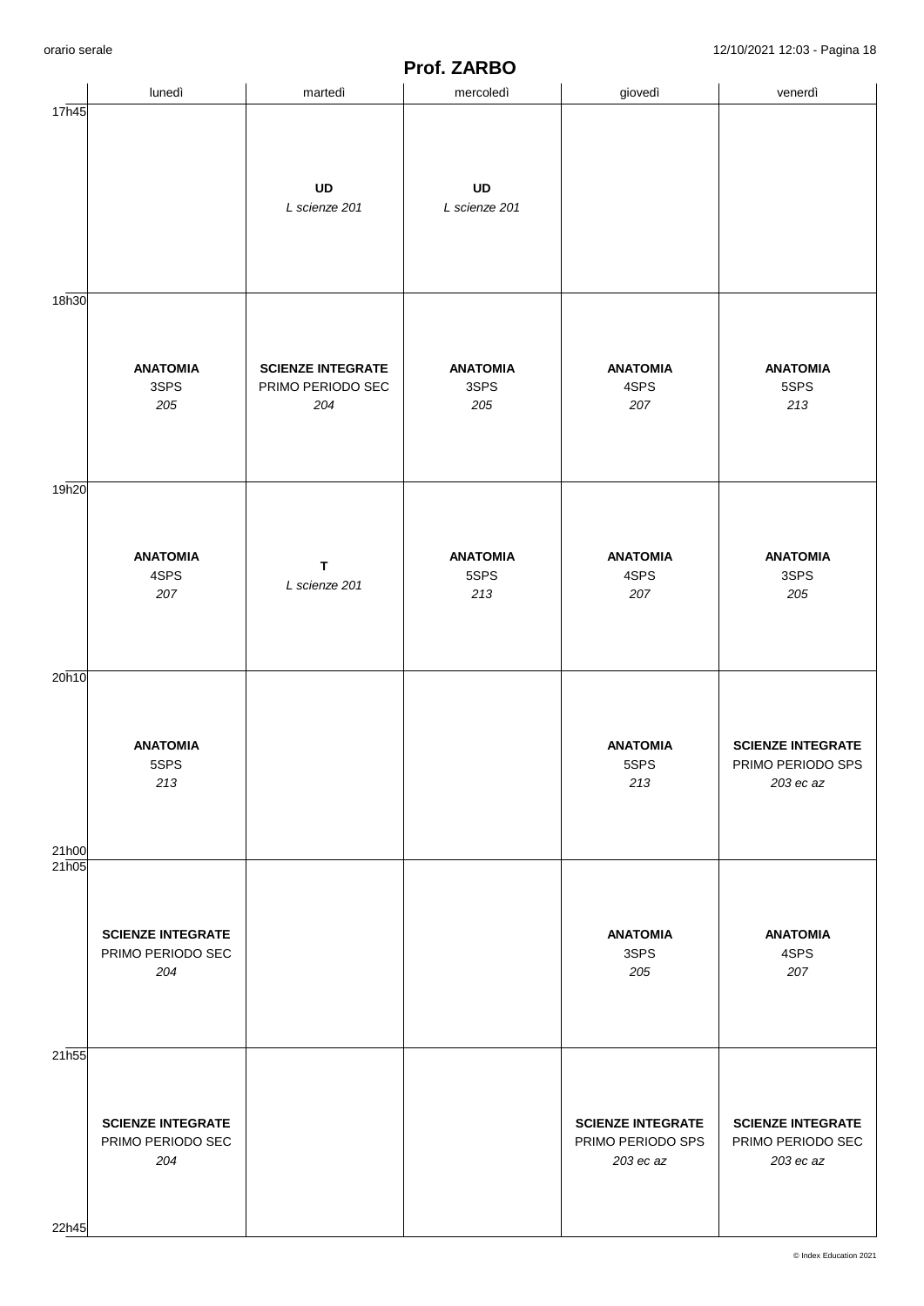# Prof. ZARBO

| | lunedì | martedì | mercoledì | giovedì | venerdì |
|---|---|---|---|---|---|
| 17h45 | | **UD** *L scienze 201* | **UD** *L scienze 201* | | |
| 18h30 | **ANATOMIA** 3SPS *205* | **SCIENZE INTEGRATE** PRIMO PERIODO SEC *204* | **ANATOMIA** 3SPS *205* | **ANATOMIA** 4SPS *207* | **ANATOMIA** 5SPS *213* |
| 19h20 | **ANATOMIA** 4SPS *207* | **T** *L scienze 201* | **ANATOMIA** 5SPS *213* | **ANATOMIA** 4SPS *207* | **ANATOMIA** 3SPS *205* |
| 20h10 – 21h00 | **ANATOMIA** 5SPS *213* | | | **ANATOMIA** 5SPS *213* | **SCIENZE INTEGRATE** PRIMO PERIODO SPS *203 ec az* |
| 21h05 | **SCIENZE INTEGRATE** PRIMO PERIODO SEC *204* | | | **ANATOMIA** 3SPS *205* | **ANATOMIA** 4SPS *207* |
| 21h55 – 22h45 | **SCIENZE INTEGRATE** PRIMO PERIODO SEC *204* | | | **SCIENZE INTEGRATE** PRIMO PERIODO SPS *203 ec az* | **SCIENZE INTEGRATE** PRIMO PERIODO SEC *203 ec az* |